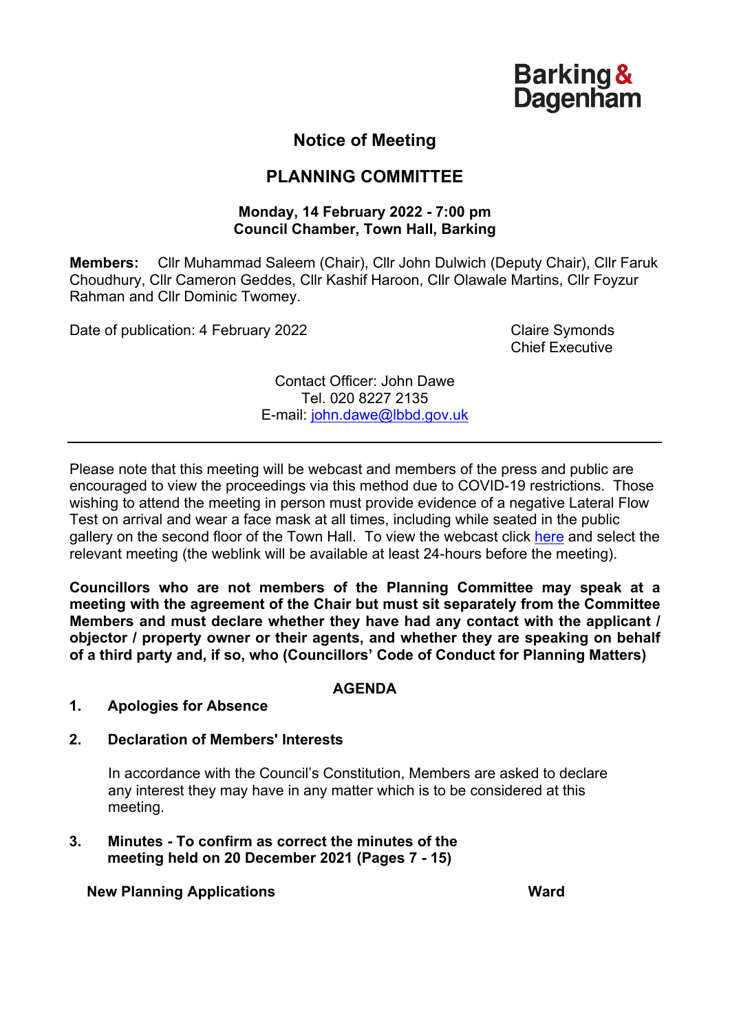Barking & Dagenham

# Notice of Meeting

## PLANNING COMMITTEE

**Monday, 14 February 2022 - 7:00 pm**
**Council Chamber, Town Hall, Barking**

**Members:** Cllr Muhammad Saleem (Chair), Cllr John Dulwich (Deputy Chair), Cllr Faruk Choudhury, Cllr Cameron Geddes, Cllr Kashif Haroon, Cllr Olawale Martins, Cllr Foyzur Rahman and Cllr Dominic Twomey.

Date of publication: 4 February 2022

Claire Symonds
Chief Executive

Contact Officer: John Dawe
Tel. 020 8227 2135
E-mail: john.dawe@lbbd.gov.uk

---

Please note that this meeting will be webcast and members of the press and public are encouraged to view the proceedings via this method due to COVID-19 restrictions. Those wishing to attend the meeting in person must provide evidence of a negative Lateral Flow Test on arrival and wear a face mask at all times, including while seated in the public gallery on the second floor of the Town Hall. To view the webcast click here and select the relevant meeting (the weblink will be available at least 24-hours before the meeting).

**Councillors who are not members of the Planning Committee may speak at a meeting with the agreement of the Chair but must sit separately from the Committee Members and must declare whether they have had any contact with the applicant / objector / property owner or their agents, and whether they are speaking on behalf of a third party and, if so, who (Councillors' Code of Conduct for Planning Matters)**

## AGENDA

1. **Apologies for Absence**

2. **Declaration of Members' Interests**

   In accordance with the Council's Constitution, Members are asked to declare any interest they may have in any matter which is to be considered at this meeting.

3. **Minutes - To confirm as correct the minutes of the meeting held on 20 December 2021 (Pages 7 - 15)**

**New Planning Applications** **Ward**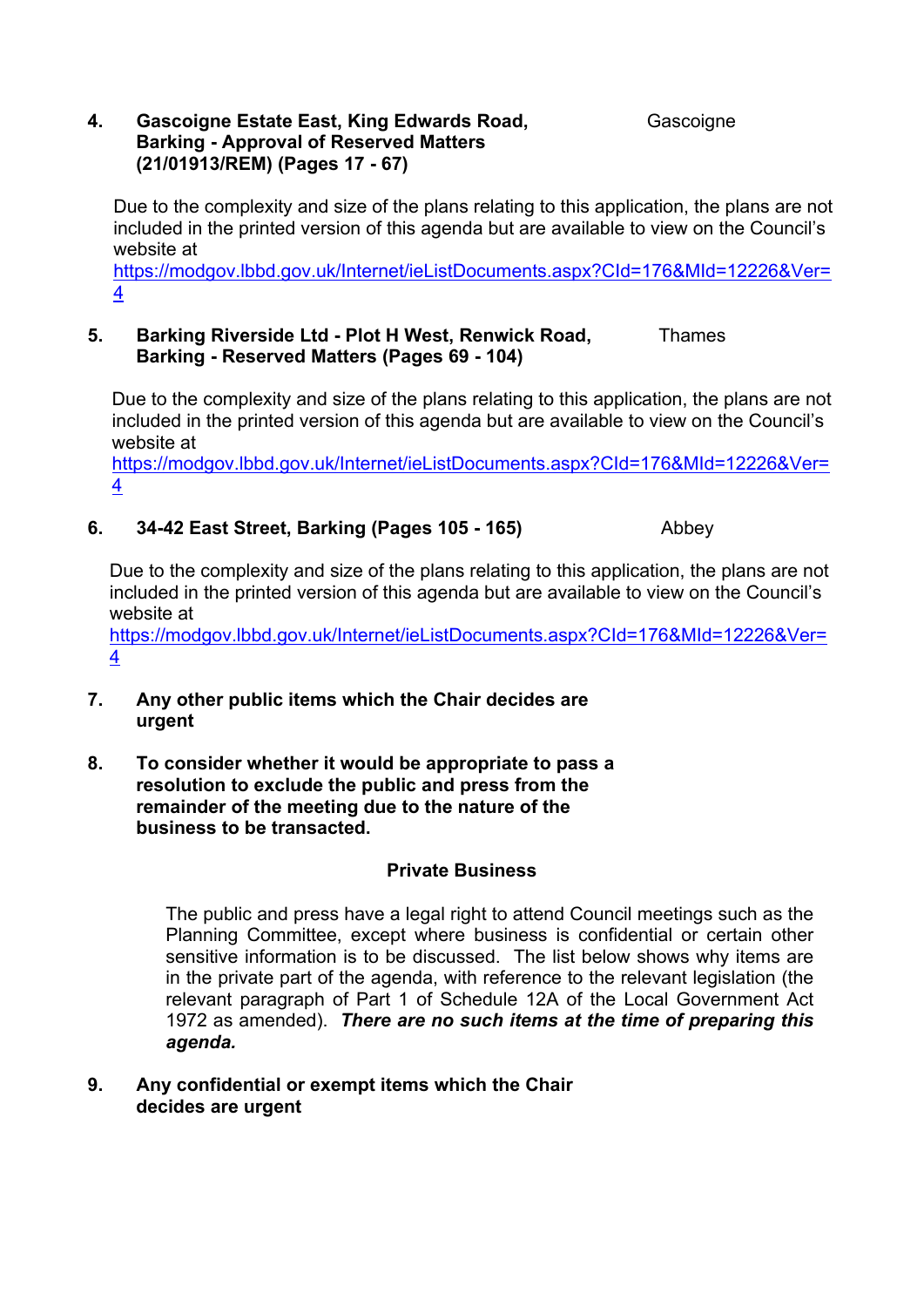4. **Gascoigne Estate East, King Edwards Road, Barking - Approval of Reserved Matters (21/01913/REM) (Pages 17 - 67)** — Gascoigne

   Due to the complexity and size of the plans relating to this application, the plans are not included in the printed version of this agenda but are available to view on the Council's website at https://modgov.lbbd.gov.uk/Internet/ieListDocuments.aspx?CId=176&MId=12226&Ver=4

5. **Barking Riverside Ltd - Plot H West, Renwick Road, Barking - Reserved Matters (Pages 69 - 104)** — Thames

   Due to the complexity and size of the plans relating to this application, the plans are not included in the printed version of this agenda but are available to view on the Council's website at https://modgov.lbbd.gov.uk/Internet/ieListDocuments.aspx?CId=176&MId=12226&Ver=4

6. **34-42 East Street, Barking (Pages 105 - 165)** — Abbey

   Due to the complexity and size of the plans relating to this application, the plans are not included in the printed version of this agenda but are available to view on the Council's website at https://modgov.lbbd.gov.uk/Internet/ieListDocuments.aspx?CId=176&MId=12226&Ver=4

7. **Any other public items which the Chair decides are urgent**

8. **To consider whether it would be appropriate to pass a resolution to exclude the public and press from the remainder of the meeting due to the nature of the business to be transacted.**

## Private Business

The public and press have a legal right to attend Council meetings such as the Planning Committee, except where business is confidential or certain other sensitive information is to be discussed. The list below shows why items are in the private part of the agenda, with reference to the relevant legislation (the relevant paragraph of Part 1 of Schedule 12A of the Local Government Act 1972 as amended). ***There are no such items at the time of preparing this agenda.***

9. **Any confidential or exempt items which the Chair decides are urgent**